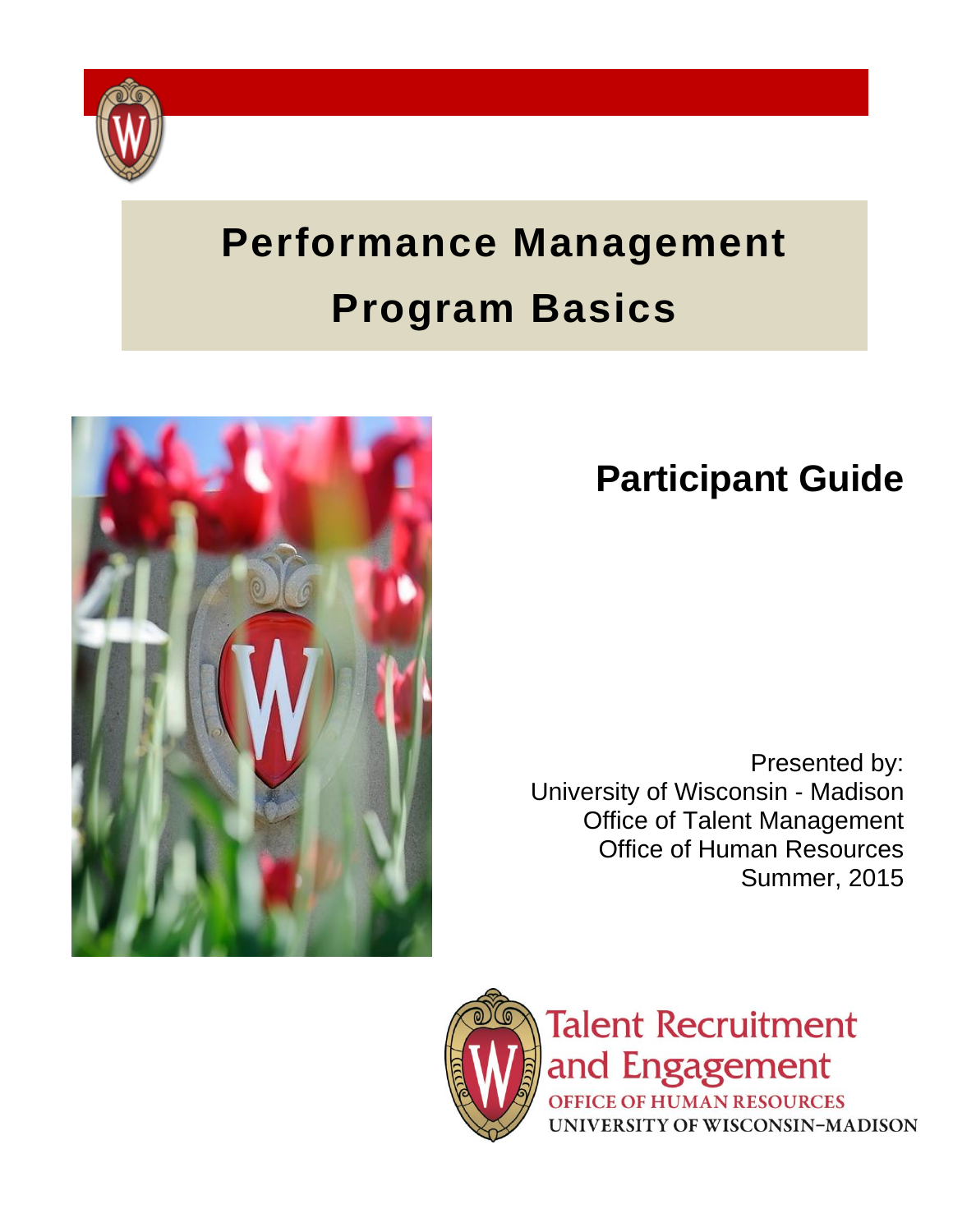# Performance Management Program Basics

## Participant Guide

Presented by:
University of Wisconsin - Madison
Office of Talent Management
Office of Human Resources
Summer, 2015

Talent Recruitment and Engagement
OFFICE OF HUMAN RESOURCES
UNIVERSITY OF WISCONSIN–MADISON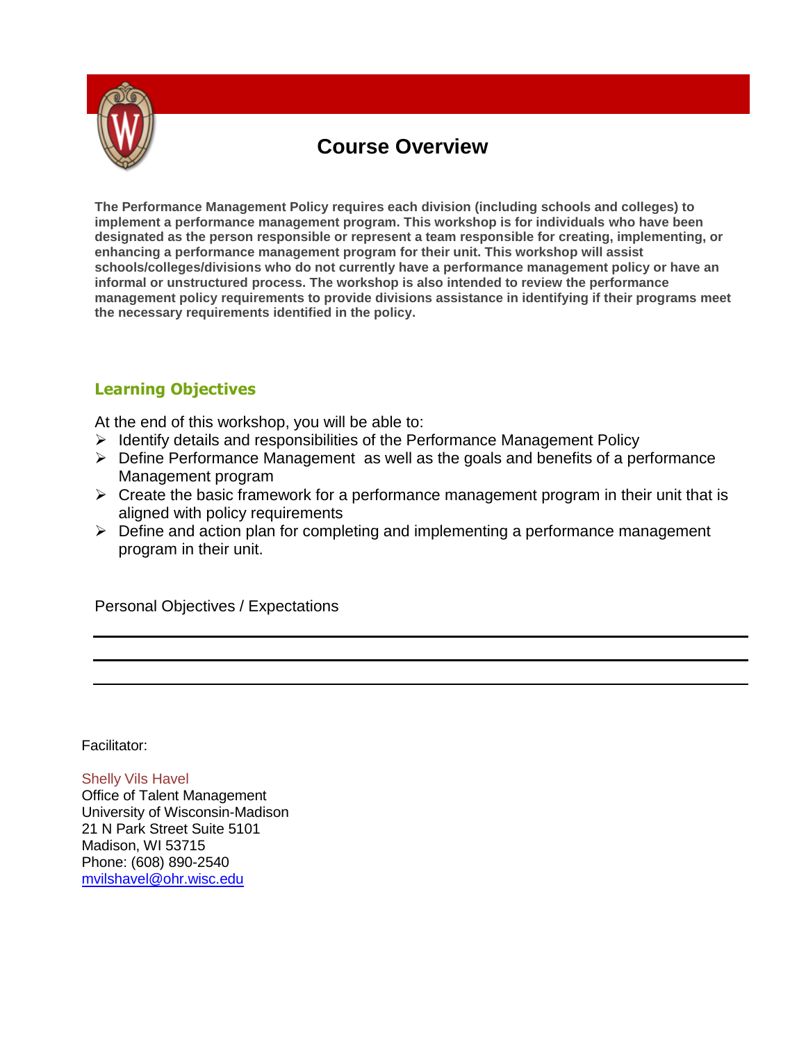# Course Overview

**The Performance Management Policy requires each division (including schools and colleges) to implement a performance management program. This workshop is for individuals who have been designated as the person responsible or represent a team responsible for creating, implementing, or enhancing a performance management program for their unit. This workshop will assist schools/colleges/divisions who do not currently have a performance management policy or have an informal or unstructured process. The workshop is also intended to review the performance management policy requirements to provide divisions assistance in identifying if their programs meet the necessary requirements identified in the policy.**

## Learning Objectives

At the end of this workshop, you will be able to:

- Identify details and responsibilities of the Performance Management Policy
- Define Performance Management as well as the goals and benefits of a performance Management program
- Create the basic framework for a performance management program in their unit that is aligned with policy requirements
- Define and action plan for completing and implementing a performance management program in their unit.

Personal Objectives / Expectations

___

___

___

Facilitator:

Shelly Vils Havel
Office of Talent Management
University of Wisconsin-Madison
21 N Park Street Suite 5101
Madison, WI 53715
Phone: (608) 890-2540
mvilshavel@ohr.wisc.edu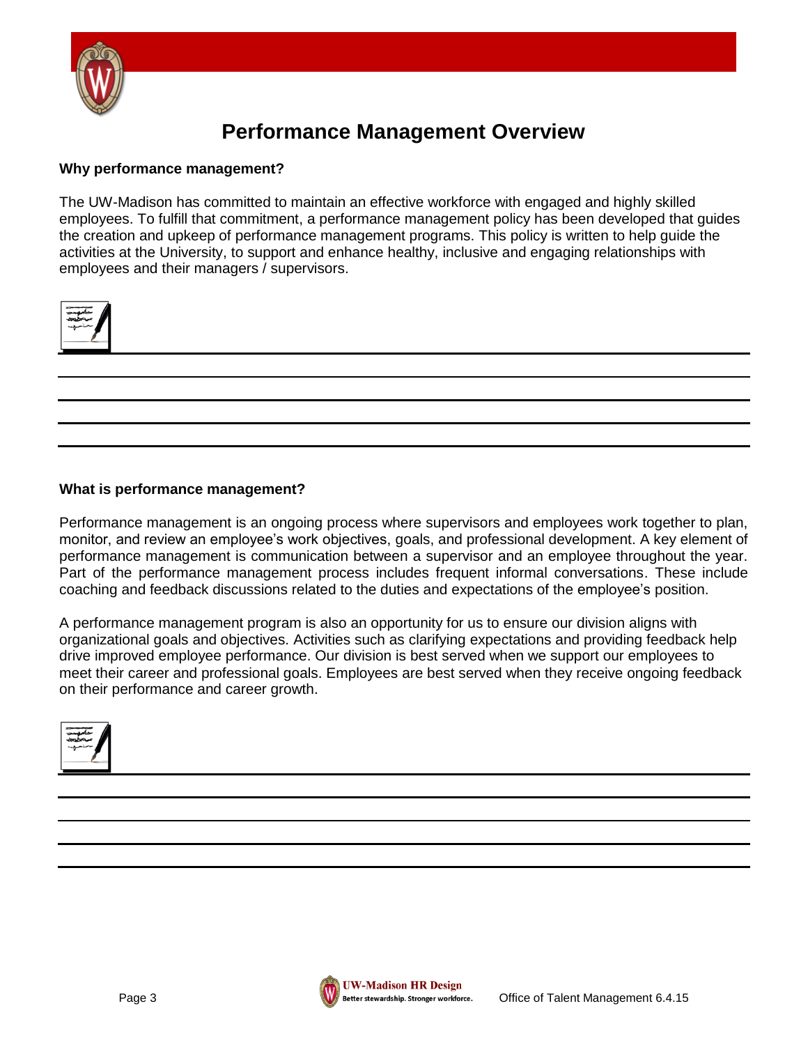# Performance Management Overview

**Why performance management?**

The UW-Madison has committed to maintain an effective workforce with engaged and highly skilled employees. To fulfill that commitment, a performance management policy has been developed that guides the creation and upkeep of performance management programs. This policy is written to help guide the activities at the University, to support and enhance healthy, inclusive and engaging relationships with employees and their managers / supervisors.

**What is performance management?**

Performance management is an ongoing process where supervisors and employees work together to plan, monitor, and review an employee's work objectives, goals, and professional development. A key element of performance management is communication between a supervisor and an employee throughout the year. Part of the performance management process includes frequent informal conversations. These include coaching and feedback discussions related to the duties and expectations of the employee's position.

A performance management program is also an opportunity for us to ensure our division aligns with organizational goals and objectives. Activities such as clarifying expectations and providing feedback help drive improved employee performance. Our division is best served when we support our employees to meet their career and professional goals. Employees are best served when they receive ongoing feedback on their performance and career growth.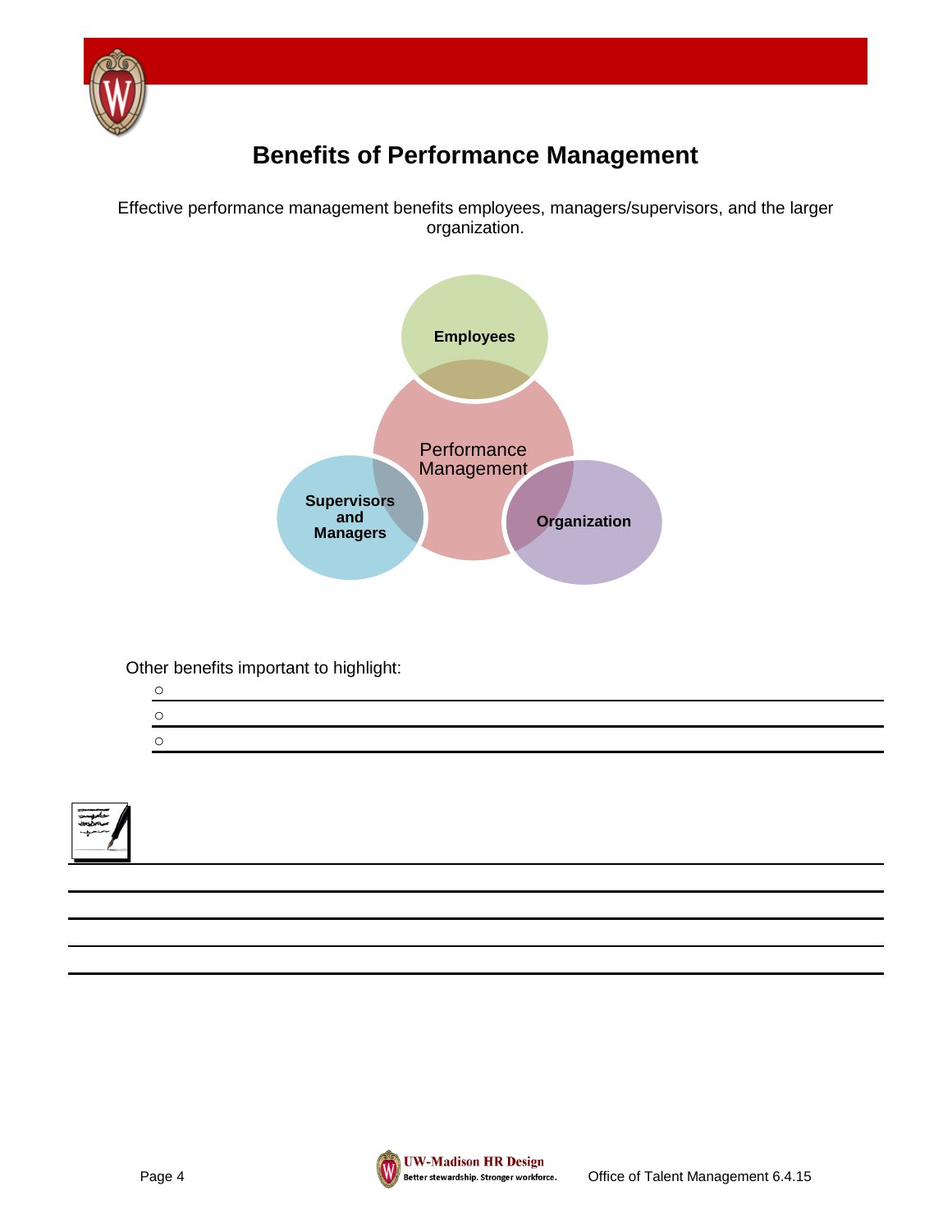# Benefits of Performance Management

Effective performance management benefits employees, managers/supervisors, and the larger organization.

Employees

Performance Management

Supervisors and Managers

Organization

Other benefits important to highlight:

- ______________________________
- ______________________________
- ______________________________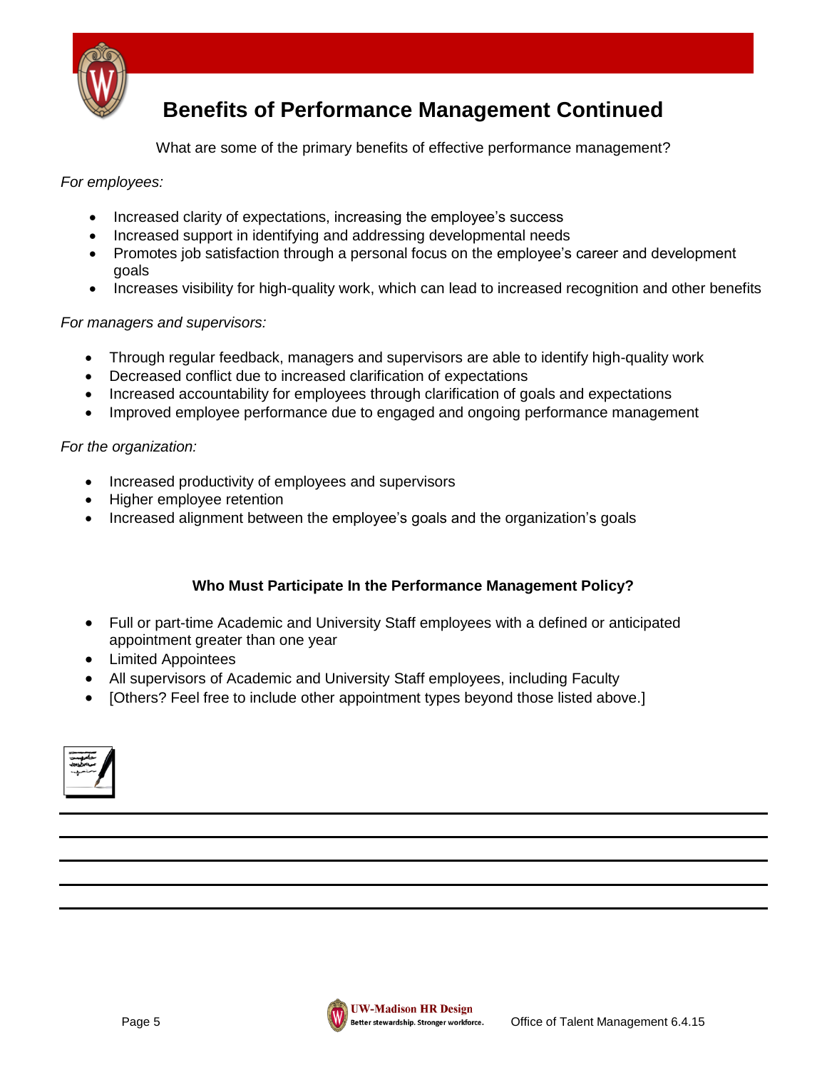## Benefits of Performance Management Continued

What are some of the primary benefits of effective performance management?

*For employees:*

- Increased clarity of expectations, increasing the employee's success
- Increased support in identifying and addressing developmental needs
- Promotes job satisfaction through a personal focus on the employee's career and development goals
- Increases visibility for high-quality work, which can lead to increased recognition and other benefits

*For managers and supervisors:*

- Through regular feedback, managers and supervisors are able to identify high-quality work
- Decreased conflict due to increased clarification of expectations
- Increased accountability for employees through clarification of goals and expectations
- Improved employee performance due to engaged and ongoing performance management

*For the organization:*

- Increased productivity of employees and supervisors
- Higher employee retention
- Increased alignment between the employee's goals and the organization's goals

### Who Must Participate In the Performance Management Policy?

- Full or part-time Academic and University Staff employees with a defined or anticipated appointment greater than one year
- Limited Appointees
- All supervisors of Academic and University Staff employees, including Faculty
- [Others? Feel free to include other appointment types beyond those listed above.]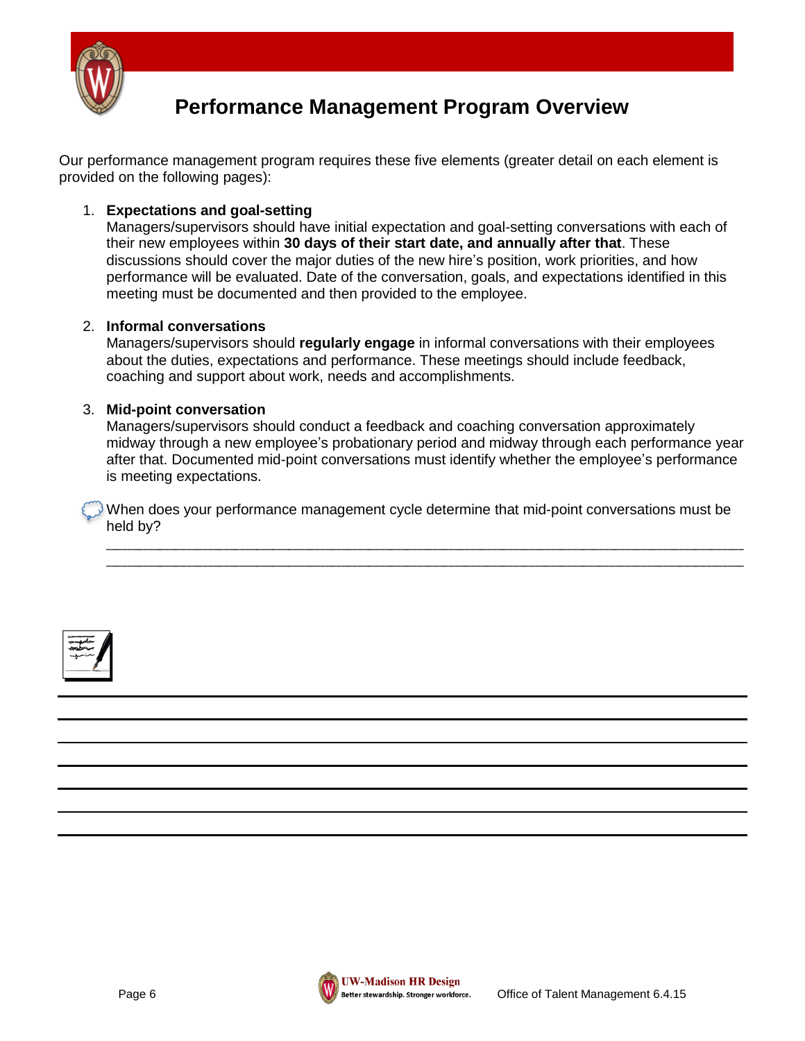# Performance Management Program Overview

Our performance management program requires these five elements (greater detail on each element is provided on the following pages):

1. **Expectations and goal-setting**
   Managers/supervisors should have initial expectation and goal-setting conversations with each of their new employees within **30 days of their start date, and annually after that**. These discussions should cover the major duties of the new hire's position, work priorities, and how performance will be evaluated. Date of the conversation, goals, and expectations identified in this meeting must be documented and then provided to the employee.

2. **Informal conversations**
   Managers/supervisors should **regularly engage** in informal conversations with their employees about the duties, expectations and performance. These meetings should include feedback, coaching and support about work, needs and accomplishments.

3. **Mid-point conversation**
   Managers/supervisors should conduct a feedback and coaching conversation approximately midway through a new employee's probationary period and midway through each performance year after that. Documented mid-point conversations must identify whether the employee's performance is meeting expectations.

When does your performance management cycle determine that mid-point conversations must be held by?

_______________________________________________________________________________

_______________________________________________________________________________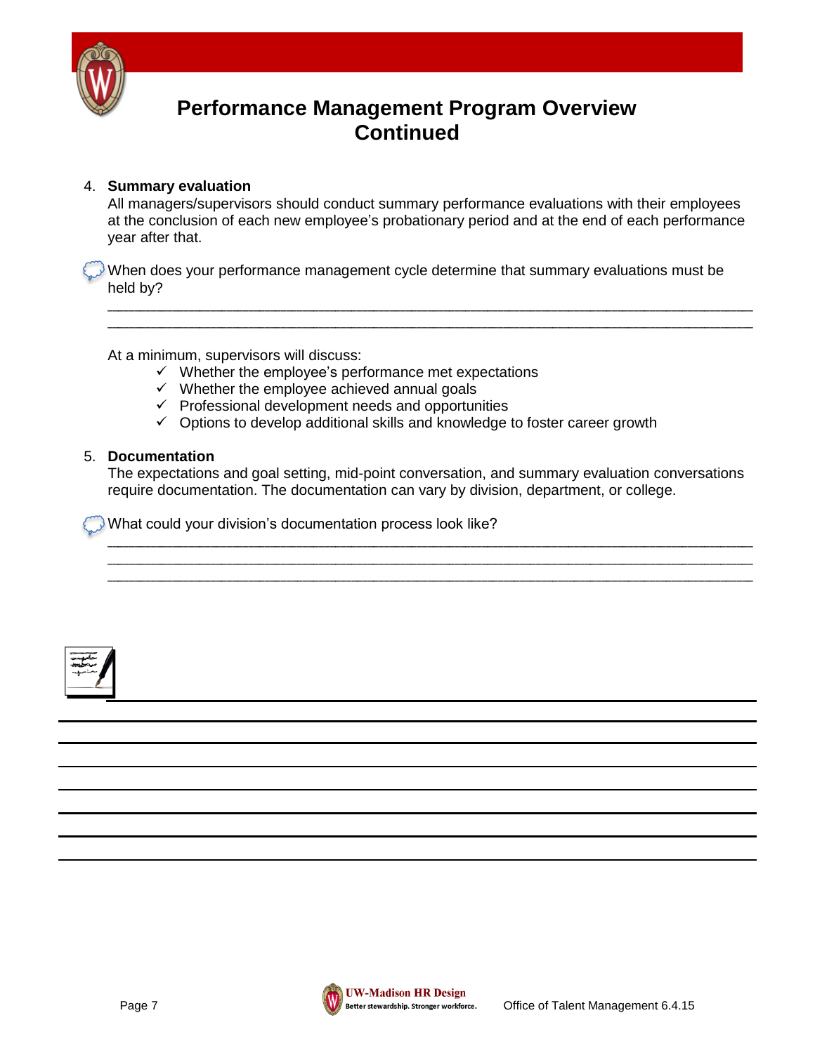# Performance Management Program Overview Continued

4. **Summary evaluation**
   All managers/supervisors should conduct summary performance evaluations with their employees at the conclusion of each new employee's probationary period and at the end of each performance year after that.

When does your performance management cycle determine that summary evaluations must be held by?

______________________________________________________________________________
______________________________________________________________________________

At a minimum, supervisors will discuss:

- ✓ Whether the employee's performance met expectations
- ✓ Whether the employee achieved annual goals
- ✓ Professional development needs and opportunities
- ✓ Options to develop additional skills and knowledge to foster career growth

5. **Documentation**
   The expectations and goal setting, mid-point conversation, and summary evaluation conversations require documentation. The documentation can vary by division, department, or college.

What could your division's documentation process look like?

______________________________________________________________________________
______________________________________________________________________________
______________________________________________________________________________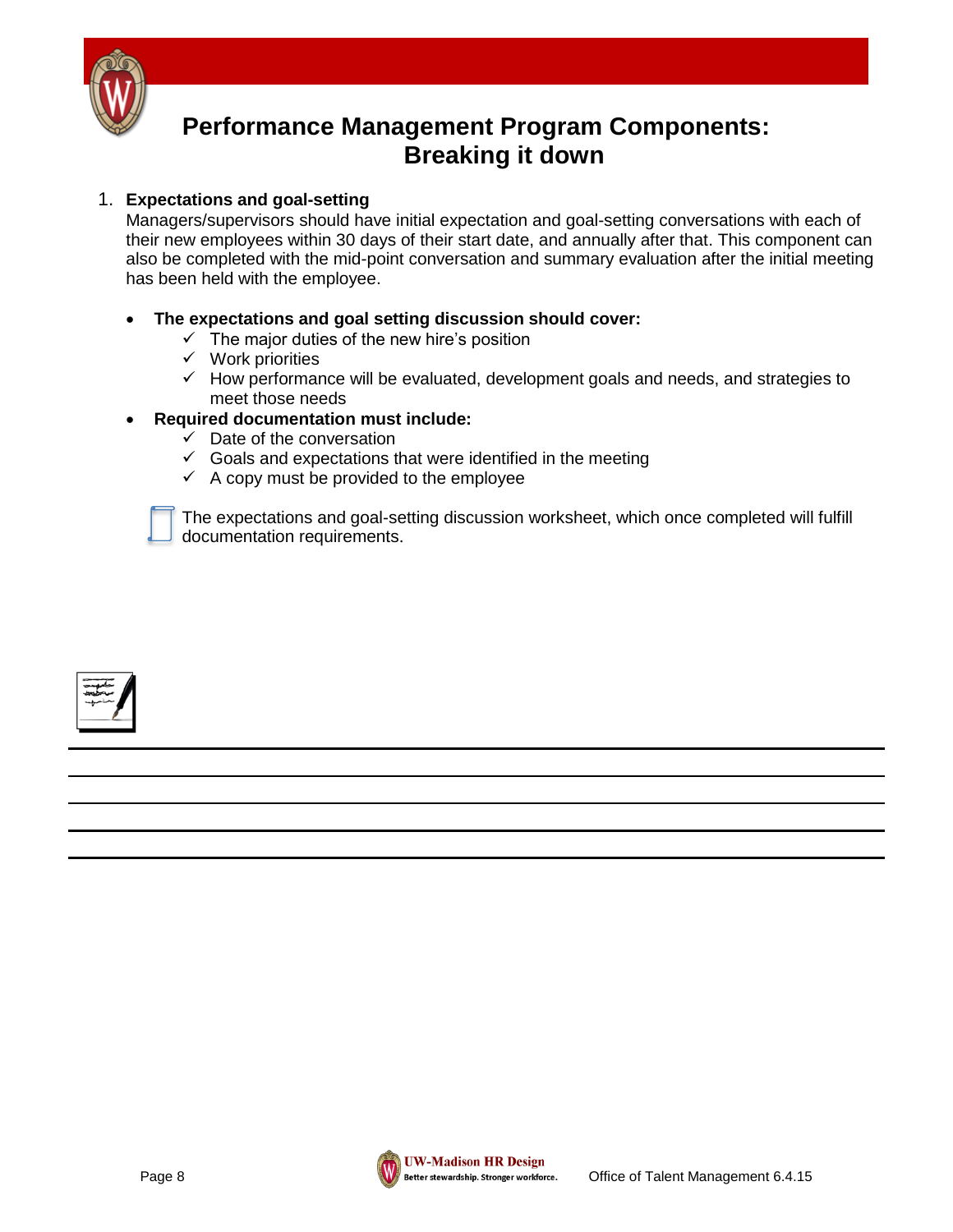# Performance Management Program Components: Breaking it down

1. **Expectations and goal-setting**
   Managers/supervisors should have initial expectation and goal-setting conversations with each of their new employees within 30 days of their start date, and annually after that. This component can also be completed with the mid-point conversation and summary evaluation after the initial meeting has been held with the employee.

   - **The expectations and goal setting discussion should cover:**
     - ✓ The major duties of the new hire's position
     - ✓ Work priorities
     - ✓ How performance will be evaluated, development goals and needs, and strategies to meet those needs
   - **Required documentation must include:**
     - ✓ Date of the conversation
     - ✓ Goals and expectations that were identified in the meeting
     - ✓ A copy must be provided to the employee

   The expectations and goal-setting discussion worksheet, which once completed will fulfill documentation requirements.

---

---

---

---

---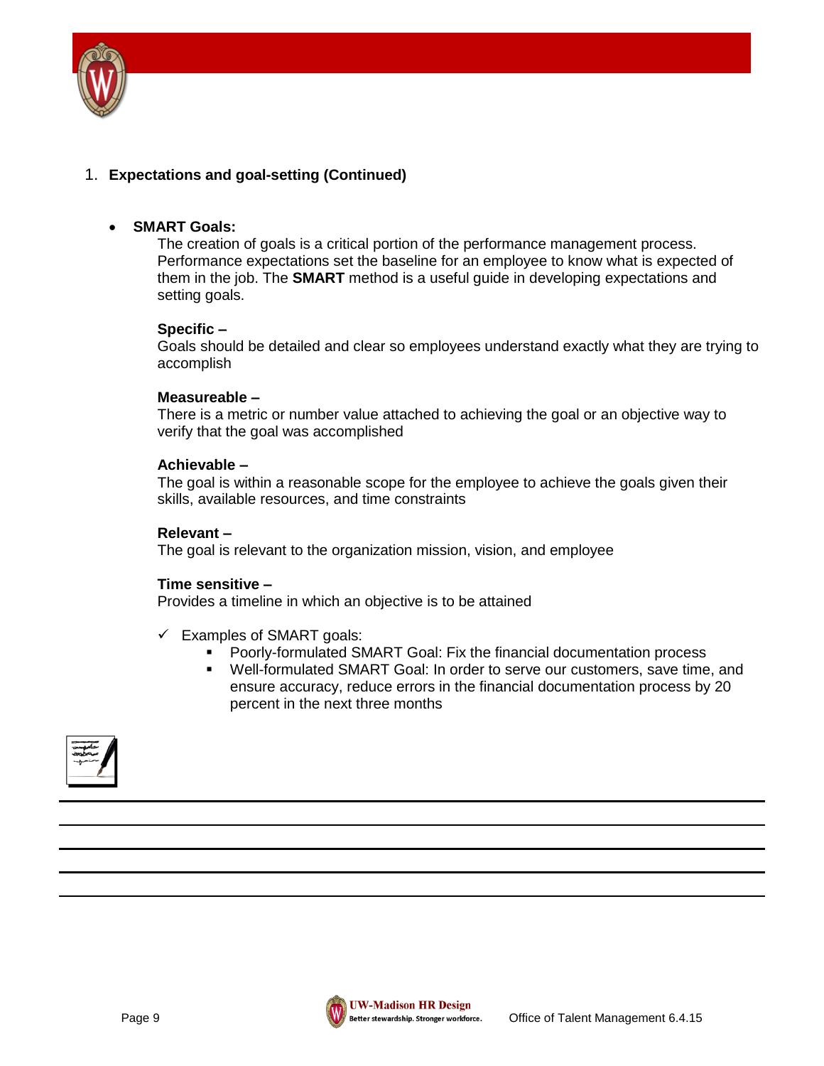1. **Expectations and goal-setting (Continued)**

- **SMART Goals:**

  The creation of goals is a critical portion of the performance management process. Performance expectations set the baseline for an employee to know what is expected of them in the job. The **SMART** method is a useful guide in developing expectations and setting goals.

  **Specific –**
  Goals should be detailed and clear so employees understand exactly what they are trying to accomplish

  **Measureable –**
  There is a metric or number value attached to achieving the goal or an objective way to verify that the goal was accomplished

  **Achievable –**
  The goal is within a reasonable scope for the employee to achieve the goals given their skills, available resources, and time constraints

  **Relevant –**
  The goal is relevant to the organization mission, vision, and employee

  **Time sensitive –**
  Provides a timeline in which an objective is to be attained

  ✓ Examples of SMART goals:
    - Poorly-formulated SMART Goal: Fix the financial documentation process
    - Well-formulated SMART Goal: In order to serve our customers, save time, and ensure accuracy, reduce errors in the financial documentation process by 20 percent in the next three months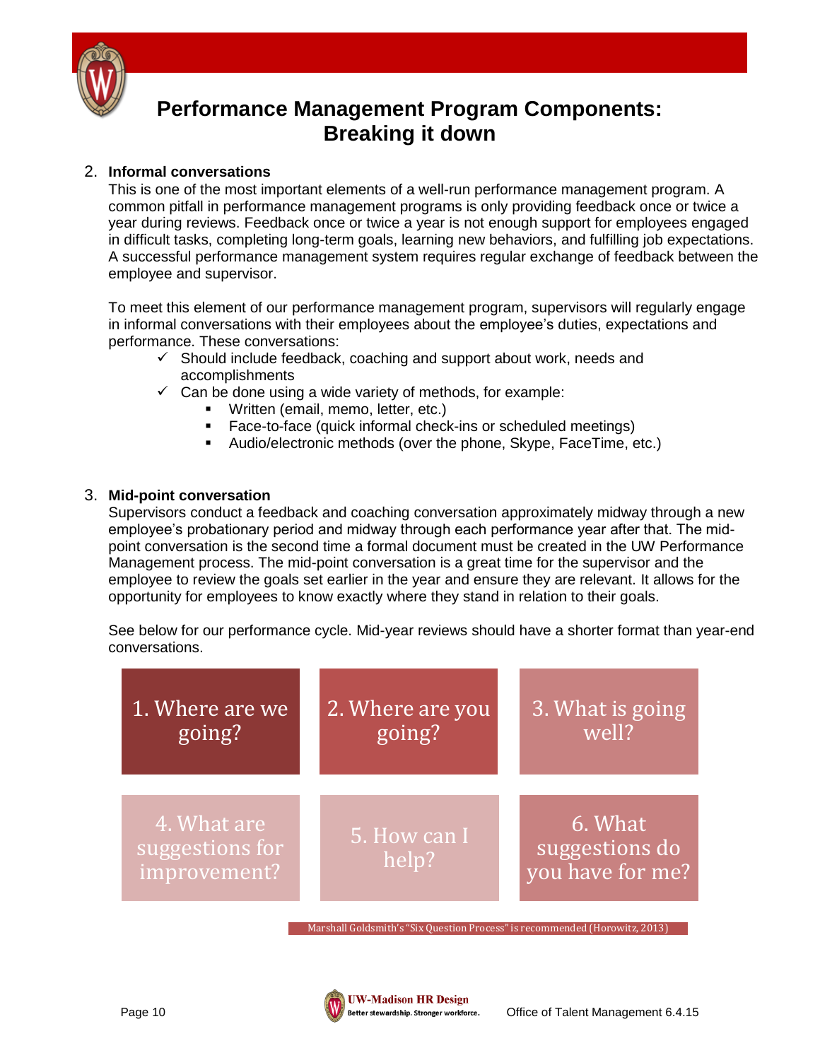# Performance Management Program Components: Breaking it down

2. **Informal conversations**

   This is one of the most important elements of a well-run performance management program. A common pitfall in performance management programs is only providing feedback once or twice a year during reviews. Feedback once or twice a year is not enough support for employees engaged in difficult tasks, completing long-term goals, learning new behaviors, and fulfilling job expectations. A successful performance management system requires regular exchange of feedback between the employee and supervisor.

   To meet this element of our performance management program, supervisors will regularly engage in informal conversations with their employees about the employee's duties, expectations and performance. These conversations:

   - ✓ Should include feedback, coaching and support about work, needs and accomplishments
   - ✓ Can be done using a wide variety of methods, for example:
     - Written (email, memo, letter, etc.)
     - Face-to-face (quick informal check-ins or scheduled meetings)
     - Audio/electronic methods (over the phone, Skype, FaceTime, etc.)

3. **Mid-point conversation**

   Supervisors conduct a feedback and coaching conversation approximately midway through a new employee's probationary period and midway through each performance year after that. The mid-point conversation is the second time a formal document must be created in the UW Performance Management process. The mid-point conversation is a great time for the supervisor and the employee to review the goals set earlier in the year and ensure they are relevant. It allows for the opportunity for employees to know exactly where they stand in relation to their goals.

   See below for our performance cycle. Mid-year reviews should have a shorter format than year-end conversations.

| 1. Where are we going? | 2. Where are you going? | 3. What is going well? |
|---|---|---|
| 4. What are suggestions for improvement? | 5. How can I help? | 6. What suggestions do you have for me? |

Marshall Goldsmith's "Six Question Process" is recommended (Horowitz, 2013)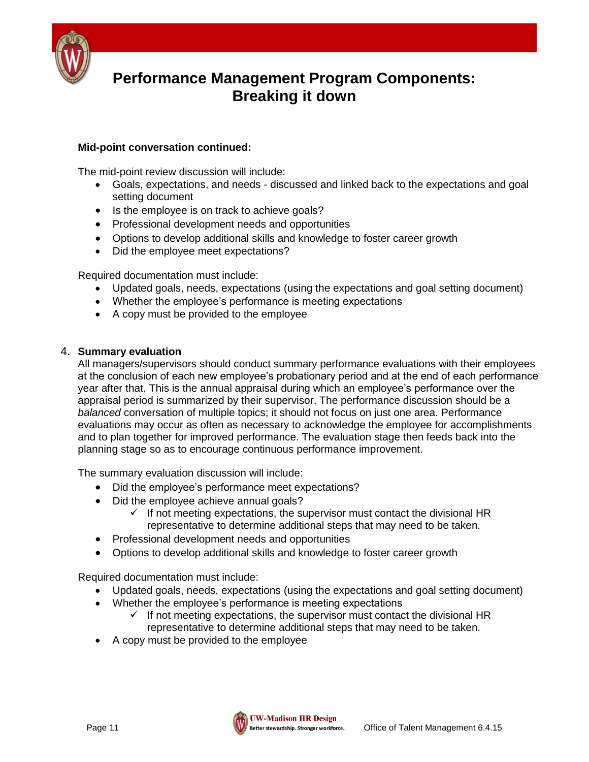# Performance Management Program Components: Breaking it down

**Mid-point conversation continued:**

The mid-point review discussion will include:

- Goals, expectations, and needs - discussed and linked back to the expectations and goal setting document
- Is the employee is on track to achieve goals?
- Professional development needs and opportunities
- Options to develop additional skills and knowledge to foster career growth
- Did the employee meet expectations?

Required documentation must include:

- Updated goals, needs, expectations (using the expectations and goal setting document)
- Whether the employee's performance is meeting expectations
- A copy must be provided to the employee

4. **Summary evaluation**

All managers/supervisors should conduct summary performance evaluations with their employees at the conclusion of each new employee's probationary period and at the end of each performance year after that. This is the annual appraisal during which an employee's performance over the appraisal period is summarized by their supervisor. The performance discussion should be a *balanced* conversation of multiple topics; it should not focus on just one area. Performance evaluations may occur as often as necessary to acknowledge the employee for accomplishments and to plan together for improved performance. The evaluation stage then feeds back into the planning stage so as to encourage continuous performance improvement.

The summary evaluation discussion will include:

- Did the employee's performance meet expectations?
- Did the employee achieve annual goals?
  - ✓ If not meeting expectations, the supervisor must contact the divisional HR representative to determine additional steps that may need to be taken.
- Professional development needs and opportunities
- Options to develop additional skills and knowledge to foster career growth

Required documentation must include:

- Updated goals, needs, expectations (using the expectations and goal setting document)
- Whether the employee's performance is meeting expectations
  - ✓ If not meeting expectations, the supervisor must contact the divisional HR representative to determine additional steps that may need to be taken.
- A copy must be provided to the employee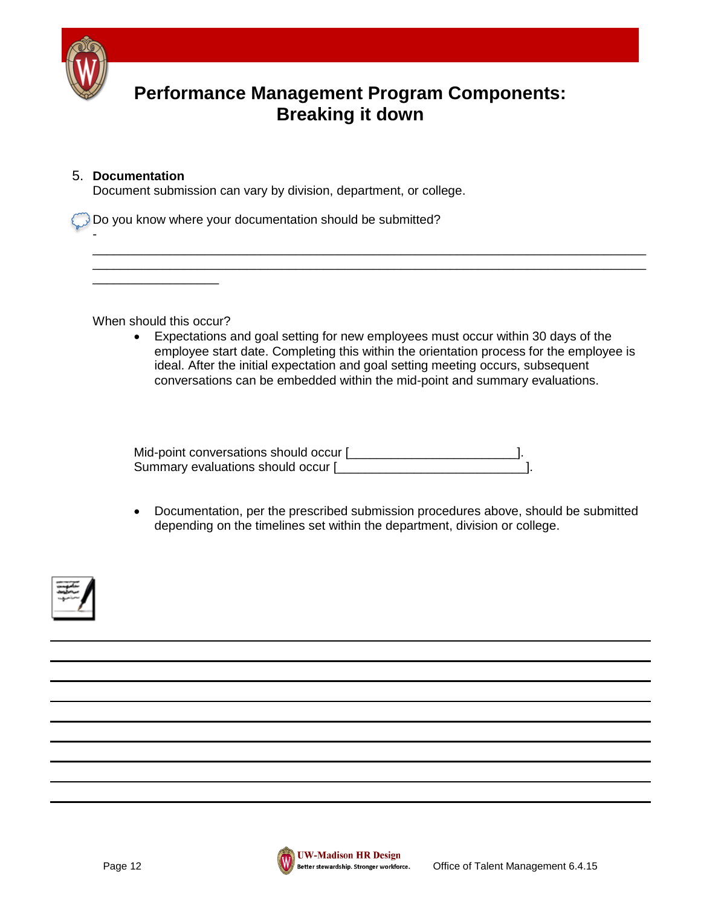## Performance Management Program Components: Breaking it down

5. **Documentation**
   Document submission can vary by division, department, or college.

Do you know where your documentation should be submitted?

-
____________________________________________________________________________
____________________________________________________________________________
__________________

When should this occur?

- Expectations and goal setting for new employees must occur within 30 days of the employee start date. Completing this within the orientation process for the employee is ideal. After the initial expectation and goal setting meeting occurs, subsequent conversations can be embedded within the mid-point and summary evaluations.

Mid-point conversations should occur [________________________].
Summary evaluations should occur [___________________________].

- Documentation, per the prescribed submission procedures above, should be submitted depending on the timelines set within the department, division or college.

____________________________________________________________________________
____________________________________________________________________________
____________________________________________________________________________
____________________________________________________________________________
____________________________________________________________________________
____________________________________________________________________________
____________________________________________________________________________
____________________________________________________________________________
____________________________________________________________________________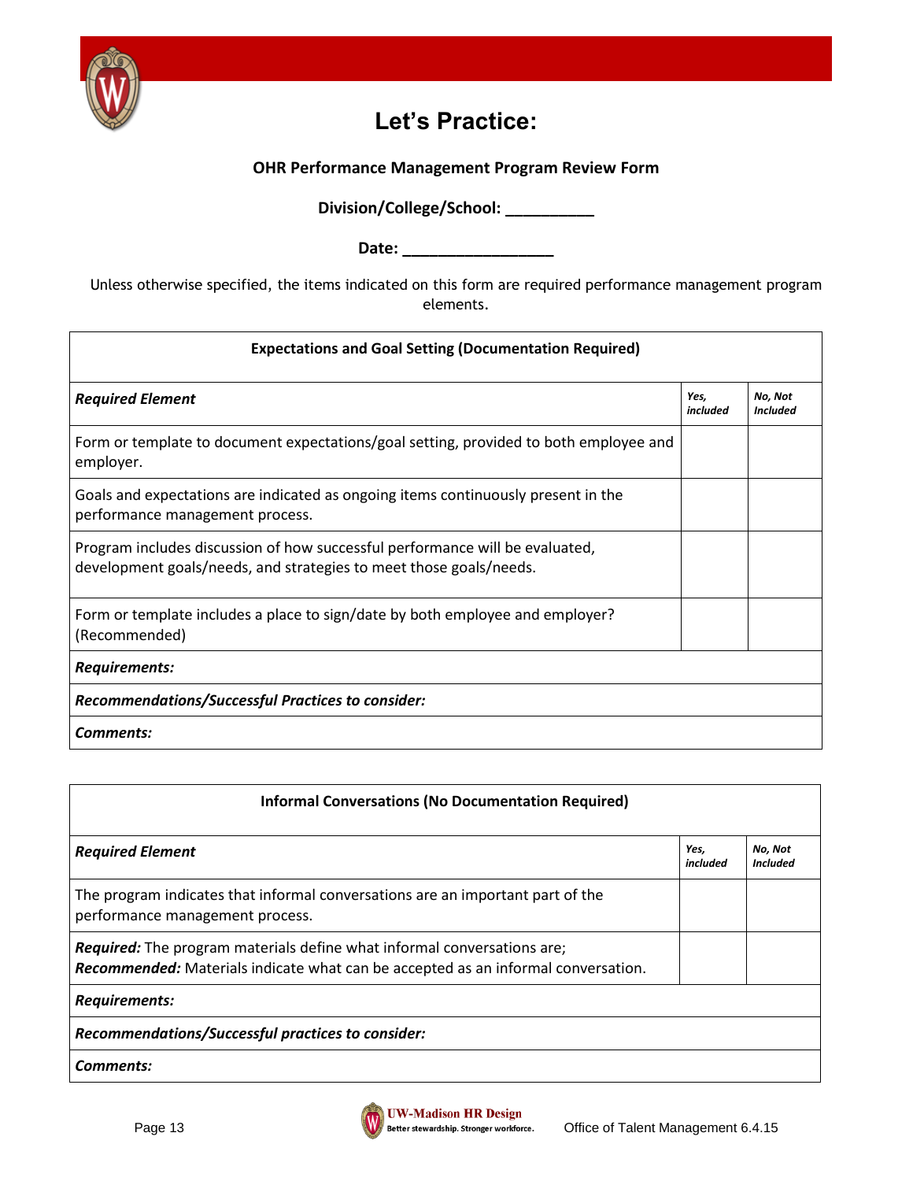# Let's Practice:

**OHR Performance Management Program Review Form**

**Division/College/School: __________**

**Date: _________________**

Unless otherwise specified, the items indicated on this form are required performance management program elements.

| **Expectations and Goal Setting (Documentation Required)** | | |
|---|---|---|
| ***Required Element*** | ***Yes, included*** | ***No, Not Included*** |
| Form or template to document expectations/goal setting, provided to both employee and employer. | | |
| Goals and expectations are indicated as ongoing items continuously present in the performance management process. | | |
| Program includes discussion of how successful performance will be evaluated, development goals/needs, and strategies to meet those goals/needs. | | |
| Form or template includes a place to sign/date by both employee and employer? (Recommended) | | |
| ***Requirements:*** | | |
| ***Recommendations/Successful Practices to consider:*** | | |
| ***Comments:*** | | |

| **Informal Conversations (No Documentation Required)** | | |
|---|---|---|
| ***Required Element*** | ***Yes, included*** | ***No, Not Included*** |
| The program indicates that informal conversations are an important part of the performance management process. | | |
| ***Required:*** The program materials define what informal conversations are; ***Recommended:*** Materials indicate what can be accepted as an informal conversation. | | |
| ***Requirements:*** | | |
| ***Recommendations/Successful practices to consider:*** | | |
| ***Comments:*** | | |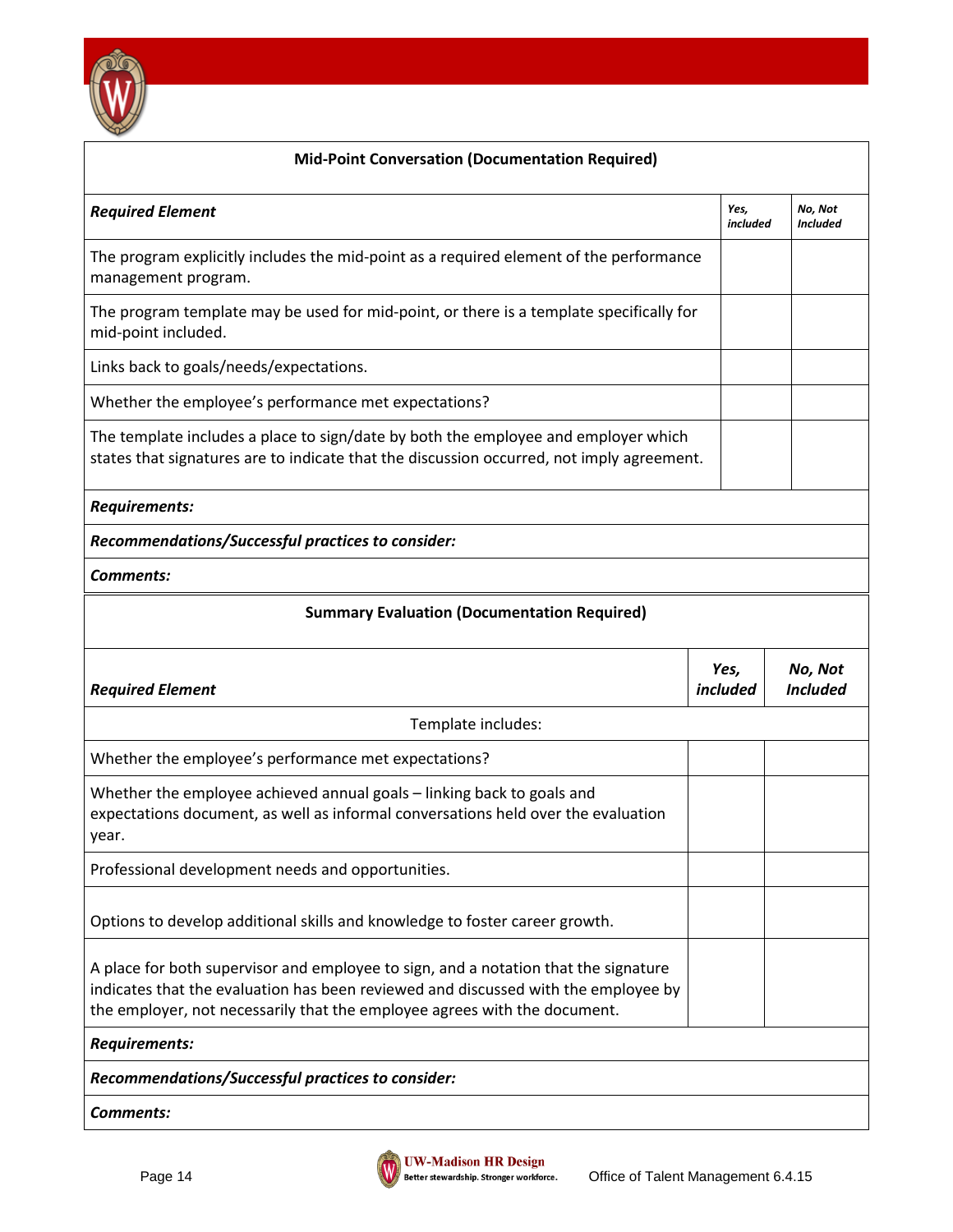| Mid-Point Conversation (Documentation Required) | | |
|---|---|---|
| ***Required Element*** | ***Yes, included*** | ***No, Not Included*** |
| The program explicitly includes the mid-point as a required element of the performance management program. | | |
| The program template may be used for mid-point, or there is a template specifically for mid-point included. | | |
| Links back to goals/needs/expectations. | | |
| Whether the employee's performance met expectations? | | |
| The template includes a place to sign/date by both the employee and employer which states that signatures are to indicate that the discussion occurred, not imply agreement. | | |
| ***Requirements:*** | | |
| ***Recommendations/Successful practices to consider:*** | | |
| ***Comments:*** | | |

| Summary Evaluation (Documentation Required) | | |
|---|---|---|
| ***Required Element*** | ***Yes, included*** | ***No, Not Included*** |
| Template includes: | | |
| Whether the employee's performance met expectations? | | |
| Whether the employee achieved annual goals – linking back to goals and expectations document, as well as informal conversations held over the evaluation year. | | |
| Professional development needs and opportunities. | | |
| Options to develop additional skills and knowledge to foster career growth. | | |
| A place for both supervisor and employee to sign, and a notation that the signature indicates that the evaluation has been reviewed and discussed with the employee by the employer, not necessarily that the employee agrees with the document. | | |
| ***Requirements:*** | | |
| ***Recommendations/Successful practices to consider:*** | | |
| ***Comments:*** | | |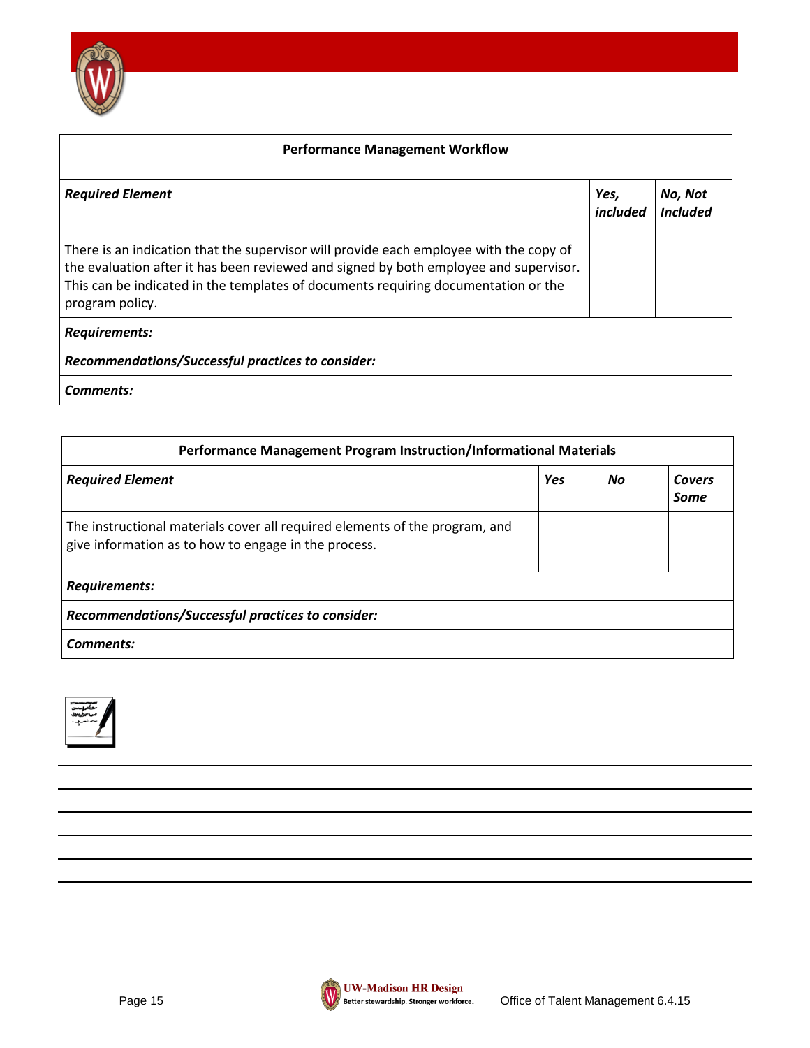| Performance Management Workflow | | |
|---|---|---|
| ***Required Element*** | ***Yes, included*** | ***No, Not Included*** |
| There is an indication that the supervisor will provide each employee with the copy of the evaluation after it has been reviewed and signed by both employee and supervisor. This can be indicated in the templates of documents requiring documentation or the program policy. | | |
| ***Requirements:*** | | |
| ***Recommendations/Successful practices to consider:*** | | |
| ***Comments:*** | | |

| Performance Management Program Instruction/Informational Materials | | | |
|---|---|---|---|
| ***Required Element*** | ***Yes*** | ***No*** | ***Covers Some*** |
| The instructional materials cover all required elements of the program, and give information as to how to engage in the process. | | | |
| ***Requirements:*** | | | |
| ***Recommendations/Successful practices to consider:*** | | | |
| ***Comments:*** | | | |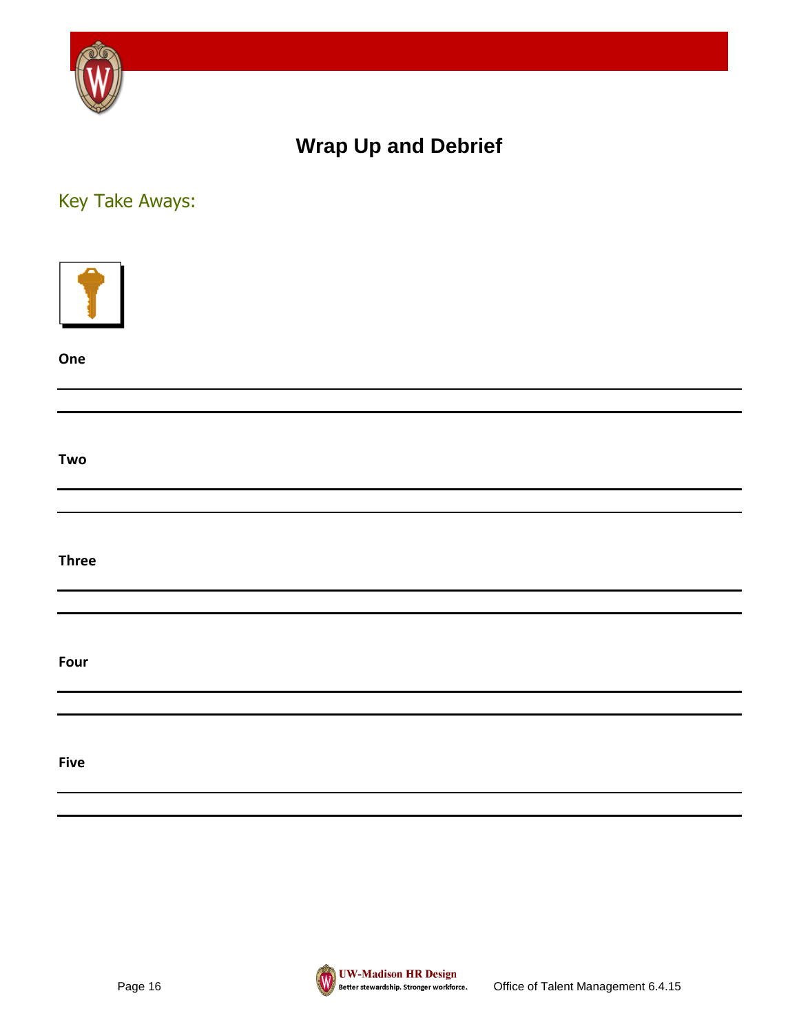# Wrap Up and Debrief

## Key Take Aways:

**One**

---

---

**Two**

---

---

**Three**

---

---

**Four**

---

---

**Five**

---

---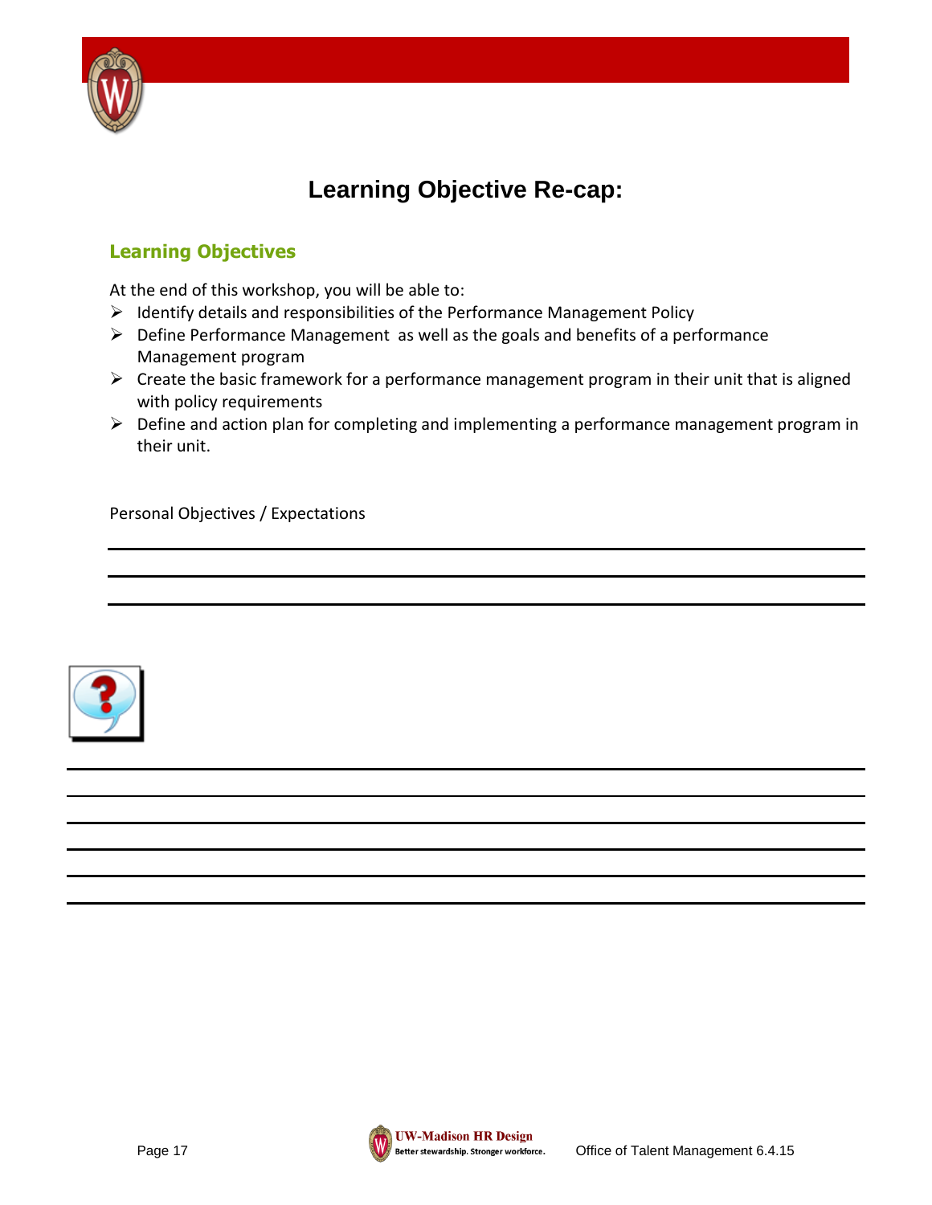# Learning Objective Re-cap:

## Learning Objectives

At the end of this workshop, you will be able to:

- Identify details and responsibilities of the Performance Management Policy
- Define Performance Management  as well as the goals and benefits of a performance Management program
- Create the basic framework for a performance management program in their unit that is aligned with policy requirements
- Define and action plan for completing and implementing a performance management program in their unit.

Personal Objectives / Expectations

_______________________________________________

_______________________________________________

_______________________________________________

_______________________________________________

_______________________________________________

_______________________________________________

_______________________________________________

_______________________________________________

_______________________________________________